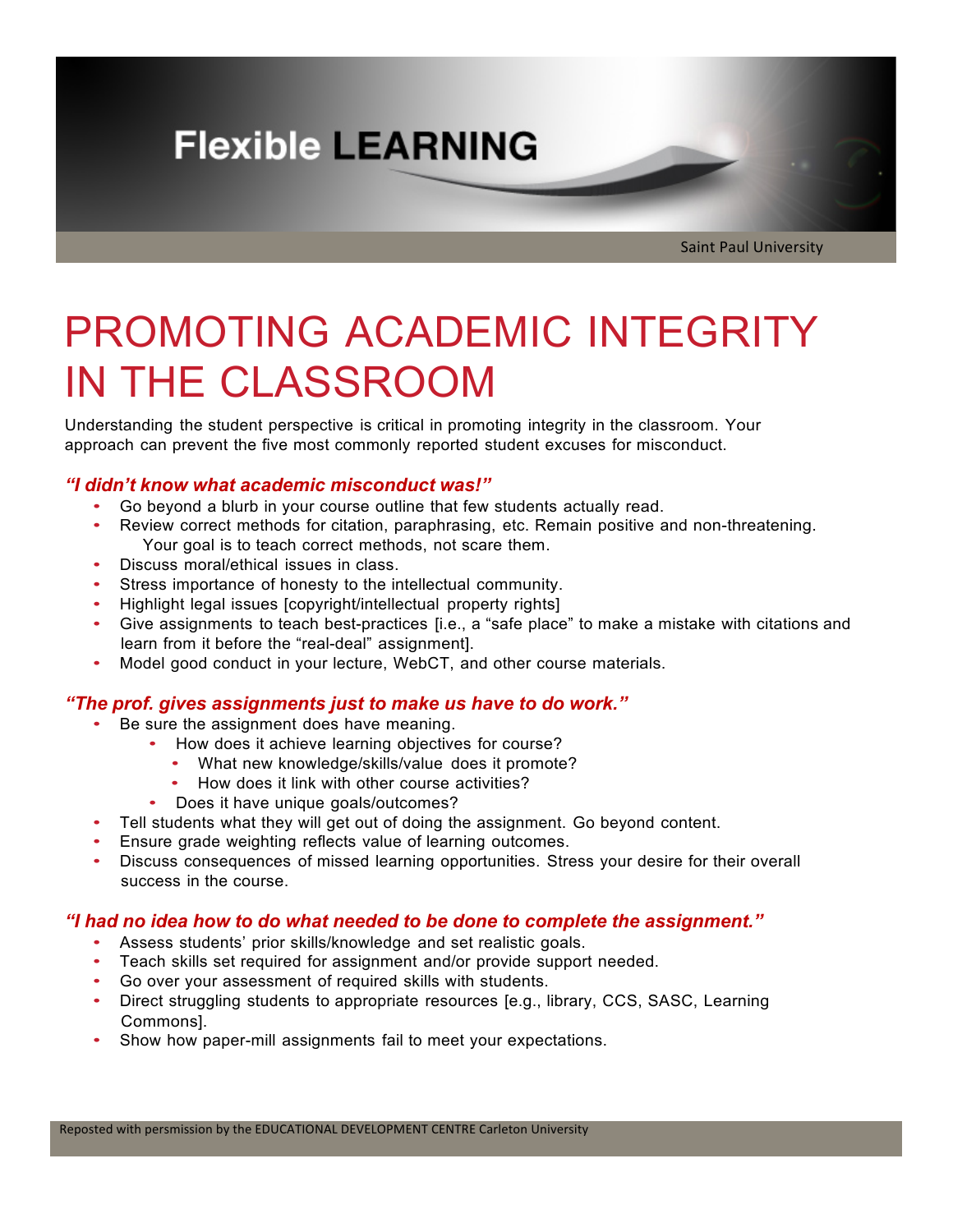Flexible LEARNING

Saint Paul University

# PROMOTING ACADEMIC INTEGRITY IN THE CLASSROOM

Understanding the student perspective is critical in promoting integrity in the classroom. Your approach can prevent the five most commonly reported student excuses for misconduct.

### *"I didn't know what academic misconduct was!"*

- Go beyond a blurb in your course outline that few students actually read.
- Review correct methods for citation, paraphrasing, etc. Remain positive and non-threatening. Your goal is to teach correct methods, not scare them.
- Discuss moral/ethical issues in class.
- Stress importance of honesty to the intellectual community.
- Highlight legal issues [copyright/intellectual property rights]
- Give assignments to teach best-practices [i.e., a "safe place" to make a mistake with citations and learn from it before the "real-deal" assignment].
- Model good conduct in your lecture, WebCT, and other course materials.

### *"The prof. gives assignments just to make us have to do work."*

- Be sure the assignment does have meaning.
  - How does it achieve learning objectives for course?
    - What new knowledge/skills/value does it promote?
    - How does it link with other course activities?
  - Does it have unique goals/outcomes?
- Tell students what they will get out of doing the assignment. Go beyond content.
- Ensure grade weighting reflects value of learning outcomes.
- Discuss consequences of missed learning opportunities. Stress your desire for their overall success in the course.

### *"I had no idea how to do what needed to be done to complete the assignment."*

- Assess students' prior skills/knowledge and set realistic goals.
- Teach skills set required for assignment and/or provide support needed.
- Go over your assessment of required skills with students.
- Direct struggling students to appropriate resources [e.g., library, CCS, SASC, Learning Commons].
- Show how paper-mill assignments fail to meet your expectations.

Reposted with persmission by the EDUCATIONAL DEVELOPMENT CENTRE Carleton University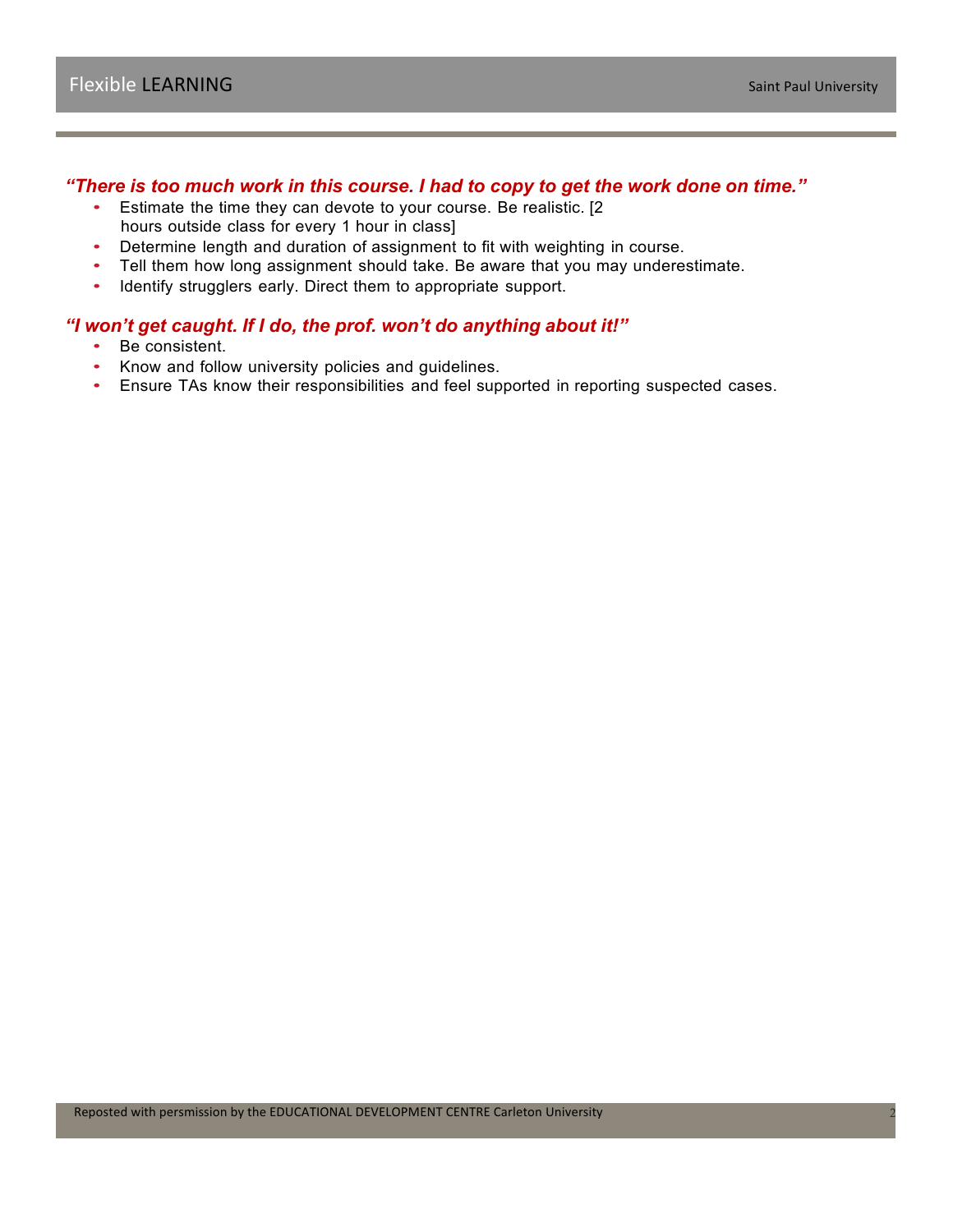### *"There is too much work in this course. I had to copy to get the work done on time."*

- Estimate the time they can devote to your course. Be realistic. [2 hours outside class for every 1 hour in class]
- Determine length and duration of assignment to fit with weighting in course.
- Tell them how long assignment should take. Be aware that you may underestimate.
- Identify strugglers early. Direct them to appropriate support.

### *"I won't get caught. If I do, the prof. won't do anything about it!"*

- Be consistent.
- Know and follow university policies and guidelines.
- Ensure TAs know their responsibilities and feel supported in reporting suspected cases.